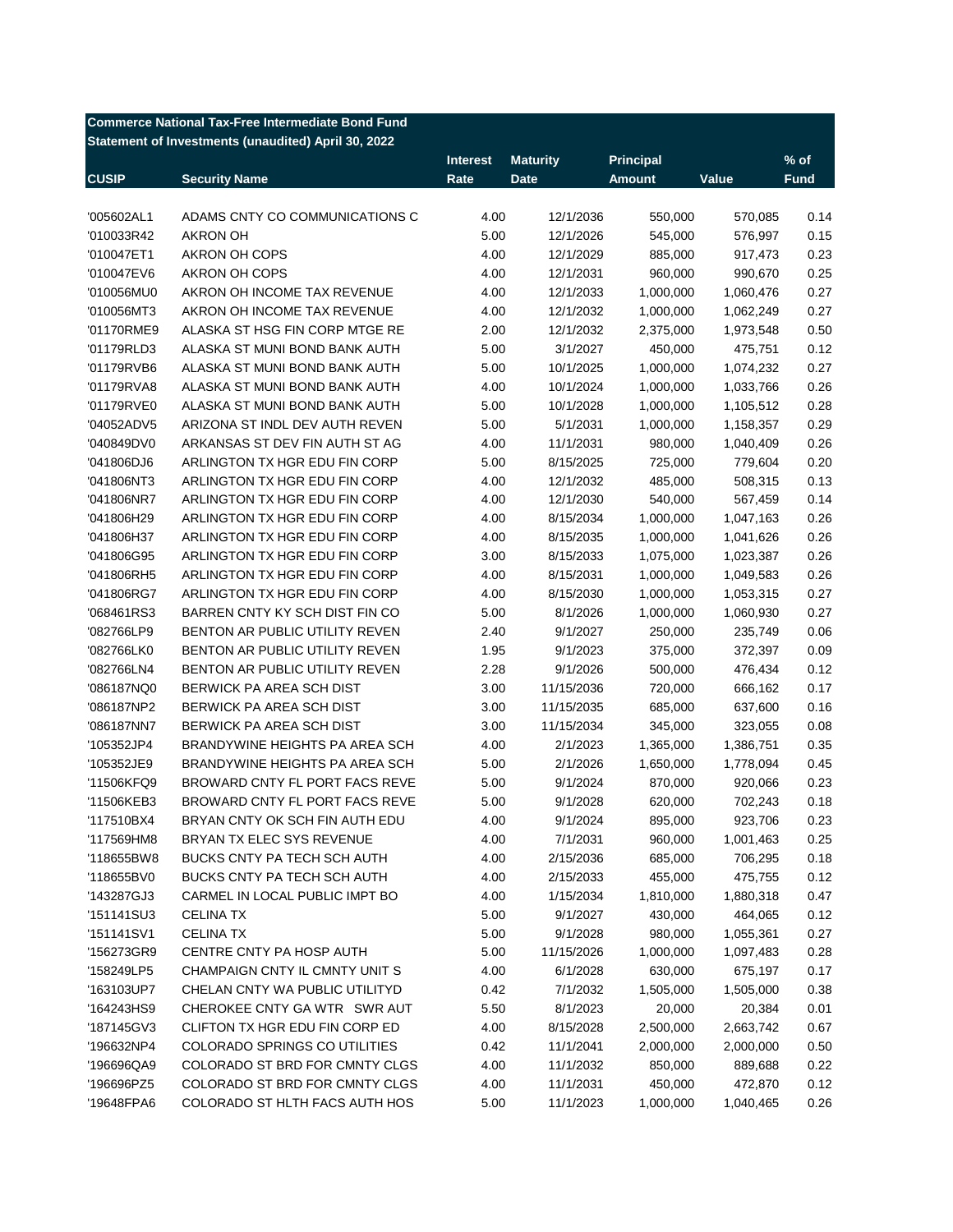**Commerce National Tax-Free Intermediate Bond Fund**

**Statement of Investments (unaudited) April 30, 2022**

| CUSIP | Security Name | Interest Rate | Maturity Date | Principal Amount | Value | % of Fund |
|---|---|---|---|---|---|---|
| '005602AL1 | ADAMS CNTY CO COMMUNICATIONS C | 4.00 | 12/1/2036 | 550,000 | 570,085 | 0.14 |
| '010033R42 | AKRON OH | 5.00 | 12/1/2026 | 545,000 | 576,997 | 0.15 |
| '010047ET1 | AKRON OH COPS | 4.00 | 12/1/2029 | 885,000 | 917,473 | 0.23 |
| '010047EV6 | AKRON OH COPS | 4.00 | 12/1/2031 | 960,000 | 990,670 | 0.25 |
| '010056MU0 | AKRON OH INCOME TAX REVENUE | 4.00 | 12/1/2033 | 1,000,000 | 1,060,476 | 0.27 |
| '010056MT3 | AKRON OH INCOME TAX REVENUE | 4.00 | 12/1/2032 | 1,000,000 | 1,062,249 | 0.27 |
| '01170RME9 | ALASKA ST HSG FIN CORP MTGE RE | 2.00 | 12/1/2032 | 2,375,000 | 1,973,548 | 0.50 |
| '01179RLD3 | ALASKA ST MUNI BOND BANK AUTH | 5.00 | 3/1/2027 | 450,000 | 475,751 | 0.12 |
| '01179RVB6 | ALASKA ST MUNI BOND BANK AUTH | 5.00 | 10/1/2025 | 1,000,000 | 1,074,232 | 0.27 |
| '01179RVA8 | ALASKA ST MUNI BOND BANK AUTH | 4.00 | 10/1/2024 | 1,000,000 | 1,033,766 | 0.26 |
| '01179RVE0 | ALASKA ST MUNI BOND BANK AUTH | 5.00 | 10/1/2028 | 1,000,000 | 1,105,512 | 0.28 |
| '04052ADV5 | ARIZONA ST INDL DEV AUTH REVEN | 5.00 | 5/1/2031 | 1,000,000 | 1,158,357 | 0.29 |
| '040849DV0 | ARKANSAS ST DEV FIN AUTH ST AG | 4.00 | 11/1/2031 | 980,000 | 1,040,409 | 0.26 |
| '041806DJ6 | ARLINGTON TX HGR EDU FIN CORP | 5.00 | 8/15/2025 | 725,000 | 779,604 | 0.20 |
| '041806NT3 | ARLINGTON TX HGR EDU FIN CORP | 4.00 | 12/1/2032 | 485,000 | 508,315 | 0.13 |
| '041806NR7 | ARLINGTON TX HGR EDU FIN CORP | 4.00 | 12/1/2030 | 540,000 | 567,459 | 0.14 |
| '041806H29 | ARLINGTON TX HGR EDU FIN CORP | 4.00 | 8/15/2034 | 1,000,000 | 1,047,163 | 0.26 |
| '041806H37 | ARLINGTON TX HGR EDU FIN CORP | 4.00 | 8/15/2035 | 1,000,000 | 1,041,626 | 0.26 |
| '041806G95 | ARLINGTON TX HGR EDU FIN CORP | 3.00 | 8/15/2033 | 1,075,000 | 1,023,387 | 0.26 |
| '041806RH5 | ARLINGTON TX HGR EDU FIN CORP | 4.00 | 8/15/2031 | 1,000,000 | 1,049,583 | 0.26 |
| '041806RG7 | ARLINGTON TX HGR EDU FIN CORP | 4.00 | 8/15/2030 | 1,000,000 | 1,053,315 | 0.27 |
| '068461RS3 | BARREN CNTY KY SCH DIST FIN CO | 5.00 | 8/1/2026 | 1,000,000 | 1,060,930 | 0.27 |
| '082766LP9 | BENTON AR PUBLIC UTILITY REVEN | 2.40 | 9/1/2027 | 250,000 | 235,749 | 0.06 |
| '082766LK0 | BENTON AR PUBLIC UTILITY REVEN | 1.95 | 9/1/2023 | 375,000 | 372,397 | 0.09 |
| '082766LN4 | BENTON AR PUBLIC UTILITY REVEN | 2.28 | 9/1/2026 | 500,000 | 476,434 | 0.12 |
| '086187NQ0 | BERWICK PA AREA SCH DIST | 3.00 | 11/15/2036 | 720,000 | 666,162 | 0.17 |
| '086187NP2 | BERWICK PA AREA SCH DIST | 3.00 | 11/15/2035 | 685,000 | 637,600 | 0.16 |
| '086187NN7 | BERWICK PA AREA SCH DIST | 3.00 | 11/15/2034 | 345,000 | 323,055 | 0.08 |
| '105352JP4 | BRANDYWINE HEIGHTS PA AREA SCH | 4.00 | 2/1/2023 | 1,365,000 | 1,386,751 | 0.35 |
| '105352JE9 | BRANDYWINE HEIGHTS PA AREA SCH | 5.00 | 2/1/2026 | 1,650,000 | 1,778,094 | 0.45 |
| '11506KFQ9 | BROWARD CNTY FL PORT FACS REVE | 5.00 | 9/1/2024 | 870,000 | 920,066 | 0.23 |
| '11506KEB3 | BROWARD CNTY FL PORT FACS REVE | 5.00 | 9/1/2028 | 620,000 | 702,243 | 0.18 |
| '117510BX4 | BRYAN CNTY OK SCH FIN AUTH EDU | 4.00 | 9/1/2024 | 895,000 | 923,706 | 0.23 |
| '117569HM8 | BRYAN TX ELEC SYS REVENUE | 4.00 | 7/1/2031 | 960,000 | 1,001,463 | 0.25 |
| '118655BW8 | BUCKS CNTY PA TECH SCH AUTH | 4.00 | 2/15/2036 | 685,000 | 706,295 | 0.18 |
| '118655BV0 | BUCKS CNTY PA TECH SCH AUTH | 4.00 | 2/15/2033 | 455,000 | 475,755 | 0.12 |
| '143287GJ3 | CARMEL IN LOCAL PUBLIC IMPT BO | 4.00 | 1/15/2034 | 1,810,000 | 1,880,318 | 0.47 |
| '151141SU3 | CELINA TX | 5.00 | 9/1/2027 | 430,000 | 464,065 | 0.12 |
| '151141SV1 | CELINA TX | 5.00 | 9/1/2028 | 980,000 | 1,055,361 | 0.27 |
| '156273GR9 | CENTRE CNTY PA HOSP AUTH | 5.00 | 11/15/2026 | 1,000,000 | 1,097,483 | 0.28 |
| '158249LP5 | CHAMPAIGN CNTY IL CMNTY UNIT S | 4.00 | 6/1/2028 | 630,000 | 675,197 | 0.17 |
| '163103UP7 | CHELAN CNTY WA PUBLIC UTILITYD | 0.42 | 7/1/2032 | 1,505,000 | 1,505,000 | 0.38 |
| '164243HS9 | CHEROKEE CNTY GA WTR SWR AUT | 5.50 | 8/1/2023 | 20,000 | 20,384 | 0.01 |
| '187145GV3 | CLIFTON TX HGR EDU FIN CORP ED | 4.00 | 8/15/2028 | 2,500,000 | 2,663,742 | 0.67 |
| '196632NP4 | COLORADO SPRINGS CO UTILITIES | 0.42 | 11/1/2041 | 2,000,000 | 2,000,000 | 0.50 |
| '196696QA9 | COLORADO ST BRD FOR CMNTY CLGS | 4.00 | 11/1/2032 | 850,000 | 889,688 | 0.22 |
| '196696PZ5 | COLORADO ST BRD FOR CMNTY CLGS | 4.00 | 11/1/2031 | 450,000 | 472,870 | 0.12 |
| '19648FPA6 | COLORADO ST HLTH FACS AUTH HOS | 5.00 | 11/1/2023 | 1,000,000 | 1,040,465 | 0.26 |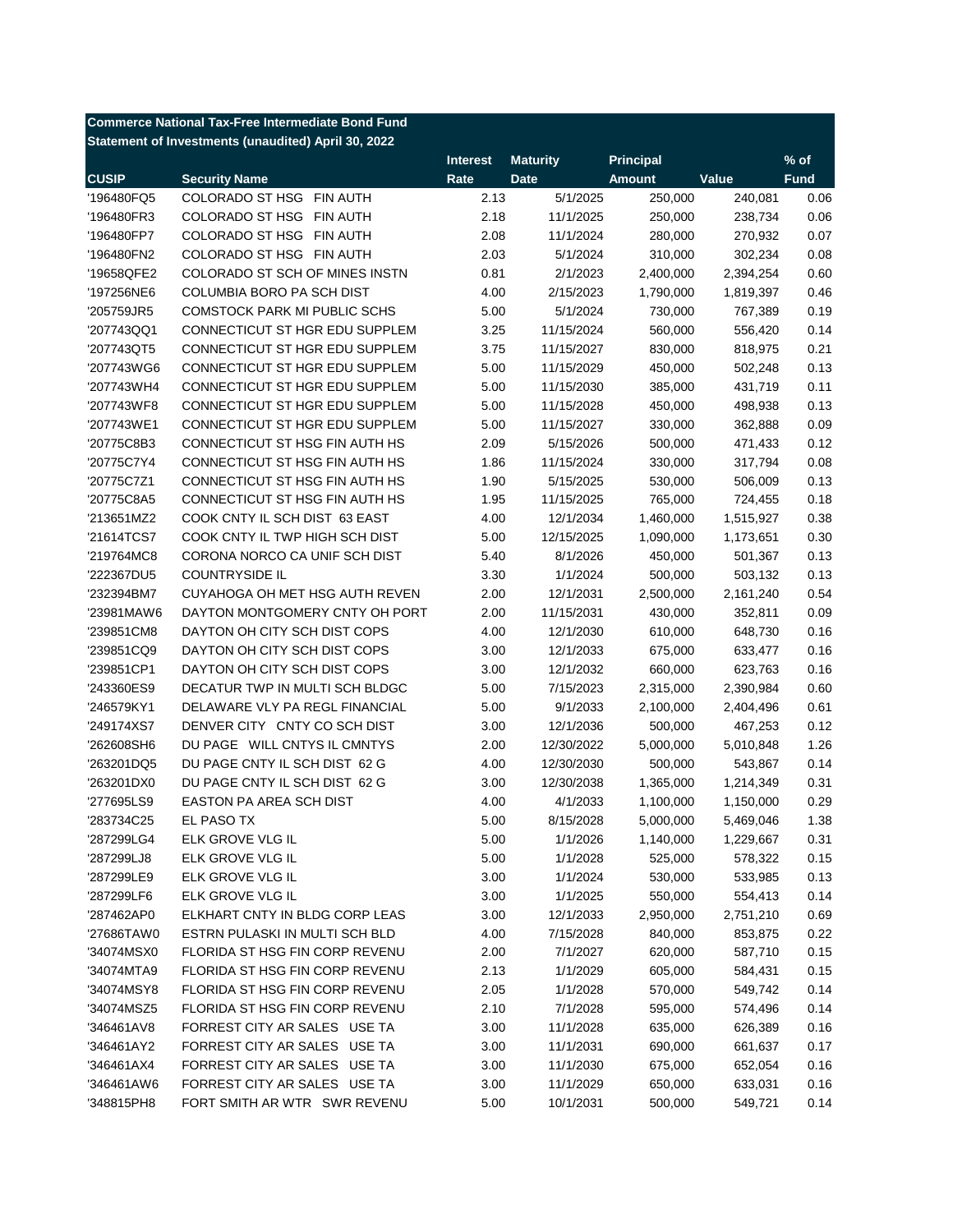**Commerce National Tax-Free Intermediate Bond Fund**
**Statement of Investments (unaudited) April 30, 2022**

| CUSIP | Security Name | Interest Rate | Maturity Date | Principal Amount | Value | % of Fund |
|---|---|---|---|---|---|---|
| '196480FQ5 | COLORADO ST HSG FIN AUTH | 2.13 | 5/1/2025 | 250,000 | 240,081 | 0.06 |
| '196480FR3 | COLORADO ST HSG FIN AUTH | 2.18 | 11/1/2025 | 250,000 | 238,734 | 0.06 |
| '196480FP7 | COLORADO ST HSG FIN AUTH | 2.08 | 11/1/2024 | 280,000 | 270,932 | 0.07 |
| '196480FN2 | COLORADO ST HSG FIN AUTH | 2.03 | 5/1/2024 | 310,000 | 302,234 | 0.08 |
| '19658QFE2 | COLORADO ST SCH OF MINES INSTN | 0.81 | 2/1/2023 | 2,400,000 | 2,394,254 | 0.60 |
| '197256NE6 | COLUMBIA BORO PA SCH DIST | 4.00 | 2/15/2023 | 1,790,000 | 1,819,397 | 0.46 |
| '205759JR5 | COMSTOCK PARK MI PUBLIC SCHS | 5.00 | 5/1/2024 | 730,000 | 767,389 | 0.19 |
| '207743QQ1 | CONNECTICUT ST HGR EDU SUPPLEM | 3.25 | 11/15/2024 | 560,000 | 556,420 | 0.14 |
| '207743QT5 | CONNECTICUT ST HGR EDU SUPPLEM | 3.75 | 11/15/2027 | 830,000 | 818,975 | 0.21 |
| '207743WG6 | CONNECTICUT ST HGR EDU SUPPLEM | 5.00 | 11/15/2029 | 450,000 | 502,248 | 0.13 |
| '207743WH4 | CONNECTICUT ST HGR EDU SUPPLEM | 5.00 | 11/15/2030 | 385,000 | 431,719 | 0.11 |
| '207743WF8 | CONNECTICUT ST HGR EDU SUPPLEM | 5.00 | 11/15/2028 | 450,000 | 498,938 | 0.13 |
| '207743WE1 | CONNECTICUT ST HGR EDU SUPPLEM | 5.00 | 11/15/2027 | 330,000 | 362,888 | 0.09 |
| '20775C8B3 | CONNECTICUT ST HSG FIN AUTH HS | 2.09 | 5/15/2026 | 500,000 | 471,433 | 0.12 |
| '20775C7Y4 | CONNECTICUT ST HSG FIN AUTH HS | 1.86 | 11/15/2024 | 330,000 | 317,794 | 0.08 |
| '20775C7Z1 | CONNECTICUT ST HSG FIN AUTH HS | 1.90 | 5/15/2025 | 530,000 | 506,009 | 0.13 |
| '20775C8A5 | CONNECTICUT ST HSG FIN AUTH HS | 1.95 | 11/15/2025 | 765,000 | 724,455 | 0.18 |
| '213651MZ2 | COOK CNTY IL SCH DIST 63 EAST | 4.00 | 12/1/2034 | 1,460,000 | 1,515,927 | 0.38 |
| '21614TCS7 | COOK CNTY IL TWP HIGH SCH DIST | 5.00 | 12/15/2025 | 1,090,000 | 1,173,651 | 0.30 |
| '219764MC8 | CORONA NORCO CA UNIF SCH DIST | 5.40 | 8/1/2026 | 450,000 | 501,367 | 0.13 |
| '222367DU5 | COUNTRYSIDE IL | 3.30 | 1/1/2024 | 500,000 | 503,132 | 0.13 |
| '232394BM7 | CUYAHOGA OH MET HSG AUTH REVEN | 2.00 | 12/1/2031 | 2,500,000 | 2,161,240 | 0.54 |
| '23981MAW6 | DAYTON MONTGOMERY CNTY OH PORT | 2.00 | 11/15/2031 | 430,000 | 352,811 | 0.09 |
| '239851CM8 | DAYTON OH CITY SCH DIST COPS | 4.00 | 12/1/2030 | 610,000 | 648,730 | 0.16 |
| '239851CQ9 | DAYTON OH CITY SCH DIST COPS | 3.00 | 12/1/2033 | 675,000 | 633,477 | 0.16 |
| '239851CP1 | DAYTON OH CITY SCH DIST COPS | 3.00 | 12/1/2032 | 660,000 | 623,763 | 0.16 |
| '243360ES9 | DECATUR TWP IN MULTI SCH BLDGC | 5.00 | 7/15/2023 | 2,315,000 | 2,390,984 | 0.60 |
| '246579KY1 | DELAWARE VLY PA REGL FINANCIAL | 5.00 | 9/1/2033 | 2,100,000 | 2,404,496 | 0.61 |
| '249174XS7 | DENVER CITY CNTY CO SCH DIST | 3.00 | 12/1/2036 | 500,000 | 467,253 | 0.12 |
| '262608SH6 | DU PAGE WILL CNTYS IL CMNTYS | 2.00 | 12/30/2022 | 5,000,000 | 5,010,848 | 1.26 |
| '263201DQ5 | DU PAGE CNTY IL SCH DIST 62 G | 4.00 | 12/30/2030 | 500,000 | 543,867 | 0.14 |
| '263201DX0 | DU PAGE CNTY IL SCH DIST 62 G | 3.00 | 12/30/2038 | 1,365,000 | 1,214,349 | 0.31 |
| '277695LS9 | EASTON PA AREA SCH DIST | 4.00 | 4/1/2033 | 1,100,000 | 1,150,000 | 0.29 |
| '283734C25 | EL PASO TX | 5.00 | 8/15/2028 | 5,000,000 | 5,469,046 | 1.38 |
| '287299LG4 | ELK GROVE VLG IL | 5.00 | 1/1/2026 | 1,140,000 | 1,229,667 | 0.31 |
| '287299LJ8 | ELK GROVE VLG IL | 5.00 | 1/1/2028 | 525,000 | 578,322 | 0.15 |
| '287299LE9 | ELK GROVE VLG IL | 3.00 | 1/1/2024 | 530,000 | 533,985 | 0.13 |
| '287299LF6 | ELK GROVE VLG IL | 3.00 | 1/1/2025 | 550,000 | 554,413 | 0.14 |
| '287462AP0 | ELKHART CNTY IN BLDG CORP LEAS | 3.00 | 12/1/2033 | 2,950,000 | 2,751,210 | 0.69 |
| '27686TAW0 | ESTRN PULASKI IN MULTI SCH BLD | 4.00 | 7/15/2028 | 840,000 | 853,875 | 0.22 |
| '34074MSX0 | FLORIDA ST HSG FIN CORP REVENU | 2.00 | 7/1/2027 | 620,000 | 587,710 | 0.15 |
| '34074MTA9 | FLORIDA ST HSG FIN CORP REVENU | 2.13 | 1/1/2029 | 605,000 | 584,431 | 0.15 |
| '34074MSY8 | FLORIDA ST HSG FIN CORP REVENU | 2.05 | 1/1/2028 | 570,000 | 549,742 | 0.14 |
| '34074MSZ5 | FLORIDA ST HSG FIN CORP REVENU | 2.10 | 7/1/2028 | 595,000 | 574,496 | 0.14 |
| '346461AV8 | FORREST CITY AR SALES USE TA | 3.00 | 11/1/2028 | 635,000 | 626,389 | 0.16 |
| '346461AY2 | FORREST CITY AR SALES USE TA | 3.00 | 11/1/2031 | 690,000 | 661,637 | 0.17 |
| '346461AX4 | FORREST CITY AR SALES USE TA | 3.00 | 11/1/2030 | 675,000 | 652,054 | 0.16 |
| '346461AW6 | FORREST CITY AR SALES USE TA | 3.00 | 11/1/2029 | 650,000 | 633,031 | 0.16 |
| '348815PH8 | FORT SMITH AR WTR SWR REVENU | 5.00 | 10/1/2031 | 500,000 | 549,721 | 0.14 |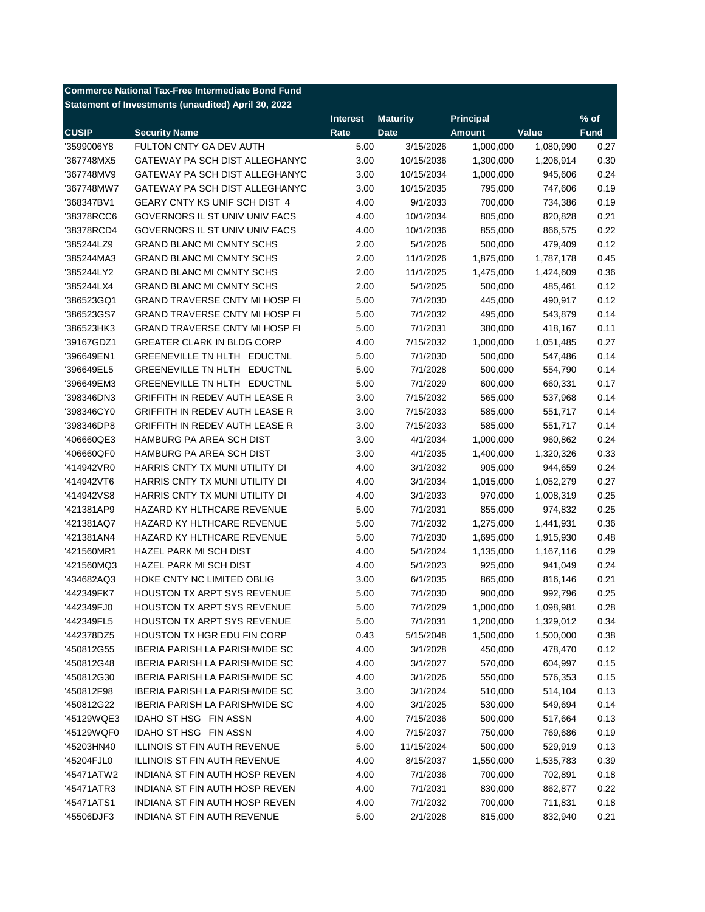**Commerce National Tax-Free Intermediate Bond Fund**
**Statement of Investments (unaudited) April 30, 2022**

| CUSIP | Security Name | Interest Rate | Maturity Date | Principal Amount | Value | % of Fund |
|---|---|---|---|---|---|---|
| '3599006Y8 | FULTON CNTY GA DEV AUTH | 5.00 | 3/15/2026 | 1,000,000 | 1,080,990 | 0.27 |
| '367748MX5 | GATEWAY PA SCH DIST ALLEGHANYC | 3.00 | 10/15/2036 | 1,300,000 | 1,206,914 | 0.30 |
| '367748MV9 | GATEWAY PA SCH DIST ALLEGHANYC | 3.00 | 10/15/2034 | 1,000,000 | 945,606 | 0.24 |
| '367748MW7 | GATEWAY PA SCH DIST ALLEGHANYC | 3.00 | 10/15/2035 | 795,000 | 747,606 | 0.19 |
| '368347BV1 | GEARY CNTY KS UNIF SCH DIST 4 | 4.00 | 9/1/2033 | 700,000 | 734,386 | 0.19 |
| '38378RCC6 | GOVERNORS IL ST UNIV UNIV FACS | 4.00 | 10/1/2034 | 805,000 | 820,828 | 0.21 |
| '38378RCD4 | GOVERNORS IL ST UNIV UNIV FACS | 4.00 | 10/1/2036 | 855,000 | 866,575 | 0.22 |
| '385244LZ9 | GRAND BLANC MI CMNTY SCHS | 2.00 | 5/1/2026 | 500,000 | 479,409 | 0.12 |
| '385244MA3 | GRAND BLANC MI CMNTY SCHS | 2.00 | 11/1/2026 | 1,875,000 | 1,787,178 | 0.45 |
| '385244LY2 | GRAND BLANC MI CMNTY SCHS | 2.00 | 11/1/2025 | 1,475,000 | 1,424,609 | 0.36 |
| '385244LX4 | GRAND BLANC MI CMNTY SCHS | 2.00 | 5/1/2025 | 500,000 | 485,461 | 0.12 |
| '386523GQ1 | GRAND TRAVERSE CNTY MI HOSP FI | 5.00 | 7/1/2030 | 445,000 | 490,917 | 0.12 |
| '386523GS7 | GRAND TRAVERSE CNTY MI HOSP FI | 5.00 | 7/1/2032 | 495,000 | 543,879 | 0.14 |
| '386523HK3 | GRAND TRAVERSE CNTY MI HOSP FI | 5.00 | 7/1/2031 | 380,000 | 418,167 | 0.11 |
| '39167GDZ1 | GREATER CLARK IN BLDG CORP | 4.00 | 7/15/2032 | 1,000,000 | 1,051,485 | 0.27 |
| '396649EN1 | GREENEVILLE TN HLTH EDUCTNL | 5.00 | 7/1/2030 | 500,000 | 547,486 | 0.14 |
| '396649EL5 | GREENEVILLE TN HLTH EDUCTNL | 5.00 | 7/1/2028 | 500,000 | 554,790 | 0.14 |
| '396649EM3 | GREENEVILLE TN HLTH EDUCTNL | 5.00 | 7/1/2029 | 600,000 | 660,331 | 0.17 |
| '398346DN3 | GRIFFITH IN REDEV AUTH LEASE R | 3.00 | 7/15/2032 | 565,000 | 537,968 | 0.14 |
| '398346CY0 | GRIFFITH IN REDEV AUTH LEASE R | 3.00 | 7/15/2033 | 585,000 | 551,717 | 0.14 |
| '398346DP8 | GRIFFITH IN REDEV AUTH LEASE R | 3.00 | 7/15/2033 | 585,000 | 551,717 | 0.14 |
| '406660QE3 | HAMBURG PA AREA SCH DIST | 3.00 | 4/1/2034 | 1,000,000 | 960,862 | 0.24 |
| '406660QF0 | HAMBURG PA AREA SCH DIST | 3.00 | 4/1/2035 | 1,400,000 | 1,320,326 | 0.33 |
| '414942VR0 | HARRIS CNTY TX MUNI UTILITY DI | 4.00 | 3/1/2032 | 905,000 | 944,659 | 0.24 |
| '414942VT6 | HARRIS CNTY TX MUNI UTILITY DI | 4.00 | 3/1/2034 | 1,015,000 | 1,052,279 | 0.27 |
| '414942VS8 | HARRIS CNTY TX MUNI UTILITY DI | 4.00 | 3/1/2033 | 970,000 | 1,008,319 | 0.25 |
| '421381AP9 | HAZARD KY HLTHCARE REVENUE | 5.00 | 7/1/2031 | 855,000 | 974,832 | 0.25 |
| '421381AQ7 | HAZARD KY HLTHCARE REVENUE | 5.00 | 7/1/2032 | 1,275,000 | 1,441,931 | 0.36 |
| '421381AN4 | HAZARD KY HLTHCARE REVENUE | 5.00 | 7/1/2030 | 1,695,000 | 1,915,930 | 0.48 |
| '421560MR1 | HAZEL PARK MI SCH DIST | 4.00 | 5/1/2024 | 1,135,000 | 1,167,116 | 0.29 |
| '421560MQ3 | HAZEL PARK MI SCH DIST | 4.00 | 5/1/2023 | 925,000 | 941,049 | 0.24 |
| '434682AQ3 | HOKE CNTY NC LIMITED OBLIG | 3.00 | 6/1/2035 | 865,000 | 816,146 | 0.21 |
| '442349FK7 | HOUSTON TX ARPT SYS REVENUE | 5.00 | 7/1/2030 | 900,000 | 992,796 | 0.25 |
| '442349FJ0 | HOUSTON TX ARPT SYS REVENUE | 5.00 | 7/1/2029 | 1,000,000 | 1,098,981 | 0.28 |
| '442349FL5 | HOUSTON TX ARPT SYS REVENUE | 5.00 | 7/1/2031 | 1,200,000 | 1,329,012 | 0.34 |
| '442378DZ5 | HOUSTON TX HGR EDU FIN CORP | 0.43 | 5/15/2048 | 1,500,000 | 1,500,000 | 0.38 |
| '450812G55 | IBERIA PARISH LA PARISHWIDE SC | 4.00 | 3/1/2028 | 450,000 | 478,470 | 0.12 |
| '450812G48 | IBERIA PARISH LA PARISHWIDE SC | 4.00 | 3/1/2027 | 570,000 | 604,997 | 0.15 |
| '450812G30 | IBERIA PARISH LA PARISHWIDE SC | 4.00 | 3/1/2026 | 550,000 | 576,353 | 0.15 |
| '450812F98 | IBERIA PARISH LA PARISHWIDE SC | 3.00 | 3/1/2024 | 510,000 | 514,104 | 0.13 |
| '450812G22 | IBERIA PARISH LA PARISHWIDE SC | 4.00 | 3/1/2025 | 530,000 | 549,694 | 0.14 |
| '45129WQE3 | IDAHO ST HSG FIN ASSN | 4.00 | 7/15/2036 | 500,000 | 517,664 | 0.13 |
| '45129WQF0 | IDAHO ST HSG FIN ASSN | 4.00 | 7/15/2037 | 750,000 | 769,686 | 0.19 |
| '45203HN40 | ILLINOIS ST FIN AUTH REVENUE | 5.00 | 11/15/2024 | 500,000 | 529,919 | 0.13 |
| '45204FJL0 | ILLINOIS ST FIN AUTH REVENUE | 4.00 | 8/15/2037 | 1,550,000 | 1,535,783 | 0.39 |
| '45471ATW2 | INDIANA ST FIN AUTH HOSP REVEN | 4.00 | 7/1/2036 | 700,000 | 702,891 | 0.18 |
| '45471ATR3 | INDIANA ST FIN AUTH HOSP REVEN | 4.00 | 7/1/2031 | 830,000 | 862,877 | 0.22 |
| '45471ATS1 | INDIANA ST FIN AUTH HOSP REVEN | 4.00 | 7/1/2032 | 700,000 | 711,831 | 0.18 |
| '45506DJF3 | INDIANA ST FIN AUTH REVENUE | 5.00 | 2/1/2028 | 815,000 | 832,940 | 0.21 |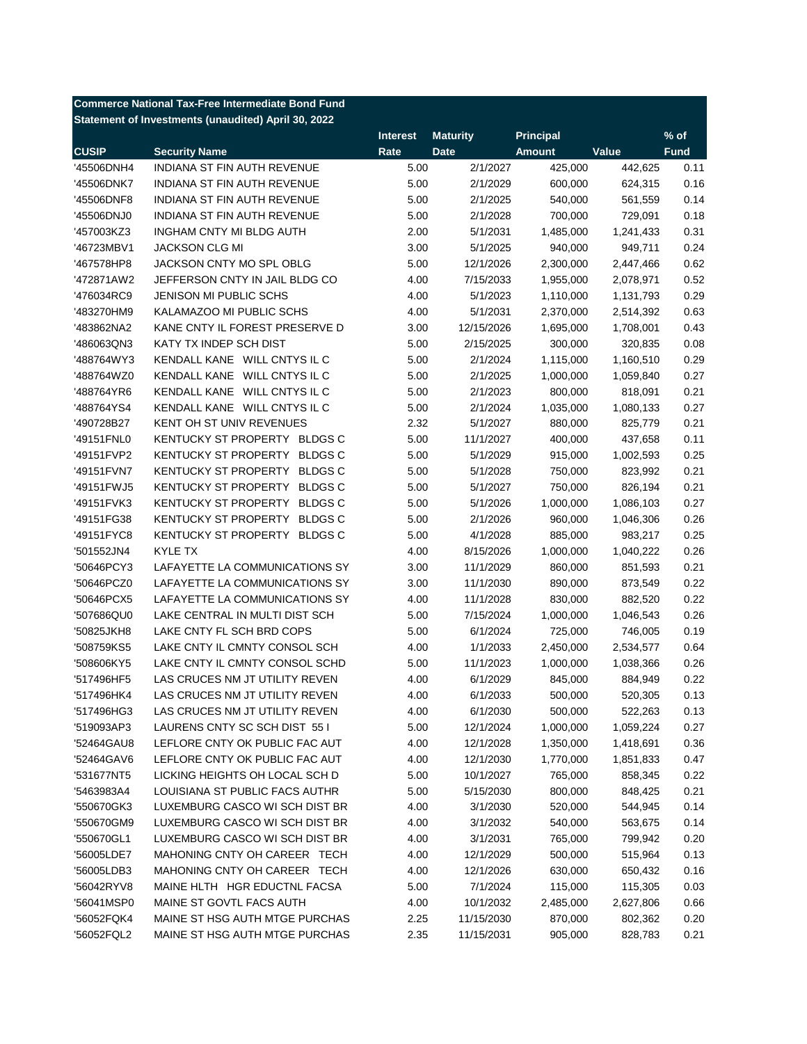**Commerce National Tax-Free Intermediate Bond Fund**

**Statement of Investments (unaudited) April 30, 2022**

| CUSIP | Security Name | Interest Rate | Maturity Date | Principal Amount | Value | % of Fund |
|---|---|---|---|---|---|---|
| '45506DNH4 | INDIANA ST FIN AUTH REVENUE | 5.00 | 2/1/2027 | 425,000 | 442,625 | 0.11 |
| '45506DNK7 | INDIANA ST FIN AUTH REVENUE | 5.00 | 2/1/2029 | 600,000 | 624,315 | 0.16 |
| '45506DNF8 | INDIANA ST FIN AUTH REVENUE | 5.00 | 2/1/2025 | 540,000 | 561,559 | 0.14 |
| '45506DNJ0 | INDIANA ST FIN AUTH REVENUE | 5.00 | 2/1/2028 | 700,000 | 729,091 | 0.18 |
| '457003KZ3 | INGHAM CNTY MI BLDG AUTH | 2.00 | 5/1/2031 | 1,485,000 | 1,241,433 | 0.31 |
| '46723MBV1 | JACKSON CLG MI | 3.00 | 5/1/2025 | 940,000 | 949,711 | 0.24 |
| '467578HP8 | JACKSON CNTY MO SPL OBLG | 5.00 | 12/1/2026 | 2,300,000 | 2,447,466 | 0.62 |
| '472871AW2 | JEFFERSON CNTY IN JAIL BLDG CO | 4.00 | 7/15/2033 | 1,955,000 | 2,078,971 | 0.52 |
| '476034RC9 | JENISON MI PUBLIC SCHS | 4.00 | 5/1/2023 | 1,110,000 | 1,131,793 | 0.29 |
| '483270HM9 | KALAMAZOO MI PUBLIC SCHS | 4.00 | 5/1/2031 | 2,370,000 | 2,514,392 | 0.63 |
| '483862NA2 | KANE CNTY IL FOREST PRESERVE D | 3.00 | 12/15/2026 | 1,695,000 | 1,708,001 | 0.43 |
| '486063QN3 | KATY TX INDEP SCH DIST | 5.00 | 2/15/2025 | 300,000 | 320,835 | 0.08 |
| '488764WY3 | KENDALL KANE WILL CNTYS IL C | 5.00 | 2/1/2024 | 1,115,000 | 1,160,510 | 0.29 |
| '488764WZ0 | KENDALL KANE WILL CNTYS IL C | 5.00 | 2/1/2025 | 1,000,000 | 1,059,840 | 0.27 |
| '488764YR6 | KENDALL KANE WILL CNTYS IL C | 5.00 | 2/1/2023 | 800,000 | 818,091 | 0.21 |
| '488764YS4 | KENDALL KANE WILL CNTYS IL C | 5.00 | 2/1/2024 | 1,035,000 | 1,080,133 | 0.27 |
| '490728B27 | KENT OH ST UNIV REVENUES | 2.32 | 5/1/2027 | 880,000 | 825,779 | 0.21 |
| '49151FNL0 | KENTUCKY ST PROPERTY BLDGS C | 5.00 | 11/1/2027 | 400,000 | 437,658 | 0.11 |
| '49151FVP2 | KENTUCKY ST PROPERTY BLDGS C | 5.00 | 5/1/2029 | 915,000 | 1,002,593 | 0.25 |
| '49151FVN7 | KENTUCKY ST PROPERTY BLDGS C | 5.00 | 5/1/2028 | 750,000 | 823,992 | 0.21 |
| '49151FWJ5 | KENTUCKY ST PROPERTY BLDGS C | 5.00 | 5/1/2027 | 750,000 | 826,194 | 0.21 |
| '49151FVK3 | KENTUCKY ST PROPERTY BLDGS C | 5.00 | 5/1/2026 | 1,000,000 | 1,086,103 | 0.27 |
| '49151FG38 | KENTUCKY ST PROPERTY BLDGS C | 5.00 | 2/1/2026 | 960,000 | 1,046,306 | 0.26 |
| '49151FYC8 | KENTUCKY ST PROPERTY BLDGS C | 5.00 | 4/1/2028 | 885,000 | 983,217 | 0.25 |
| '501552JN4 | KYLE TX | 4.00 | 8/15/2026 | 1,000,000 | 1,040,222 | 0.26 |
| '50646PCY3 | LAFAYETTE LA COMMUNICATIONS SY | 3.00 | 11/1/2029 | 860,000 | 851,593 | 0.21 |
| '50646PCZ0 | LAFAYETTE LA COMMUNICATIONS SY | 3.00 | 11/1/2030 | 890,000 | 873,549 | 0.22 |
| '50646PCX5 | LAFAYETTE LA COMMUNICATIONS SY | 4.00 | 11/1/2028 | 830,000 | 882,520 | 0.22 |
| '507686QU0 | LAKE CENTRAL IN MULTI DIST SCH | 5.00 | 7/15/2024 | 1,000,000 | 1,046,543 | 0.26 |
| '50825JKH8 | LAKE CNTY FL SCH BRD COPS | 5.00 | 6/1/2024 | 725,000 | 746,005 | 0.19 |
| '508759KS5 | LAKE CNTY IL CMNTY CONSOL SCH | 4.00 | 1/1/2033 | 2,450,000 | 2,534,577 | 0.64 |
| '508606KY5 | LAKE CNTY IL CMNTY CONSOL SCHD | 5.00 | 11/1/2023 | 1,000,000 | 1,038,366 | 0.26 |
| '517496HF5 | LAS CRUCES NM JT UTILITY REVEN | 4.00 | 6/1/2029 | 845,000 | 884,949 | 0.22 |
| '517496HK4 | LAS CRUCES NM JT UTILITY REVEN | 4.00 | 6/1/2033 | 500,000 | 520,305 | 0.13 |
| '517496HG3 | LAS CRUCES NM JT UTILITY REVEN | 4.00 | 6/1/2030 | 500,000 | 522,263 | 0.13 |
| '519093AP3 | LAURENS CNTY SC SCH DIST 55 I | 5.00 | 12/1/2024 | 1,000,000 | 1,059,224 | 0.27 |
| '52464GAU8 | LEFLORE CNTY OK PUBLIC FAC AUT | 4.00 | 12/1/2028 | 1,350,000 | 1,418,691 | 0.36 |
| '52464GAV6 | LEFLORE CNTY OK PUBLIC FAC AUT | 4.00 | 12/1/2030 | 1,770,000 | 1,851,833 | 0.47 |
| '531677NT5 | LICKING HEIGHTS OH LOCAL SCH D | 5.00 | 10/1/2027 | 765,000 | 858,345 | 0.22 |
| '5463983A4 | LOUISIANA ST PUBLIC FACS AUTHR | 5.00 | 5/15/2030 | 800,000 | 848,425 | 0.21 |
| '550670GK3 | LUXEMBURG CASCO WI SCH DIST BR | 4.00 | 3/1/2030 | 520,000 | 544,945 | 0.14 |
| '550670GM9 | LUXEMBURG CASCO WI SCH DIST BR | 4.00 | 3/1/2032 | 540,000 | 563,675 | 0.14 |
| '550670GL1 | LUXEMBURG CASCO WI SCH DIST BR | 4.00 | 3/1/2031 | 765,000 | 799,942 | 0.20 |
| '56005LDE7 | MAHONING CNTY OH CAREER TECH | 4.00 | 12/1/2029 | 500,000 | 515,964 | 0.13 |
| '56005LDB3 | MAHONING CNTY OH CAREER TECH | 4.00 | 12/1/2026 | 630,000 | 650,432 | 0.16 |
| '56042RYV8 | MAINE HLTH HGR EDUCTNL FACSA | 5.00 | 7/1/2024 | 115,000 | 115,305 | 0.03 |
| '56041MSP0 | MAINE ST GOVTL FACS AUTH | 4.00 | 10/1/2032 | 2,485,000 | 2,627,806 | 0.66 |
| '56052FQK4 | MAINE ST HSG AUTH MTGE PURCHAS | 2.25 | 11/15/2030 | 870,000 | 802,362 | 0.20 |
| '56052FQL2 | MAINE ST HSG AUTH MTGE PURCHAS | 2.35 | 11/15/2031 | 905,000 | 828,783 | 0.21 |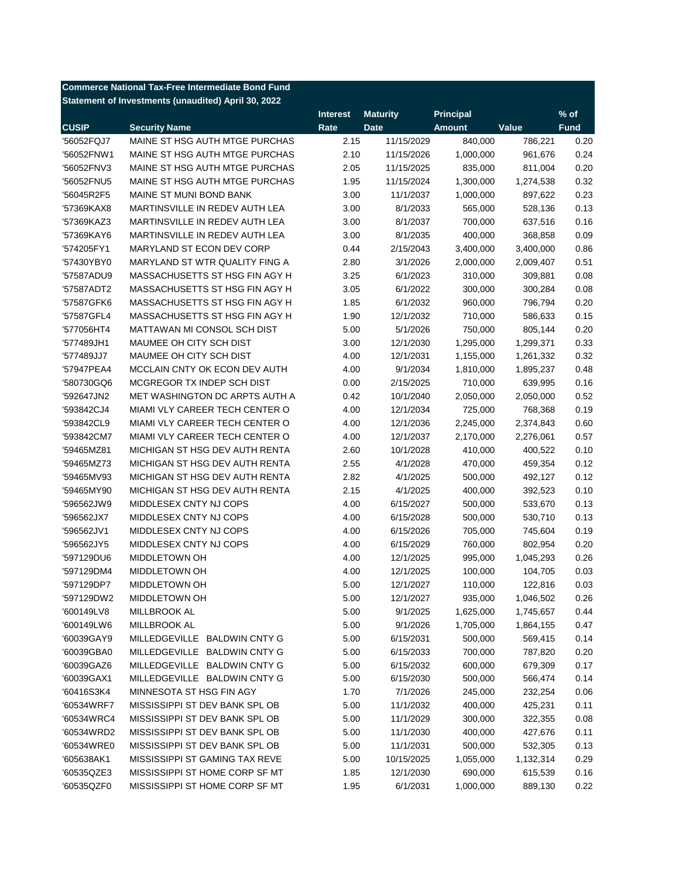**Commerce National Tax-Free Intermediate Bond Fund**
**Statement of Investments (unaudited) April 30, 2022**

| CUSIP | Security Name | Interest Rate | Maturity Date | Principal Amount | Value | % of Fund |
|---|---|---|---|---|---|---|
| '56052FQJ7 | MAINE ST HSG AUTH MTGE PURCHAS | 2.15 | 11/15/2029 | 840,000 | 786,221 | 0.20 |
| '56052FNW1 | MAINE ST HSG AUTH MTGE PURCHAS | 2.10 | 11/15/2026 | 1,000,000 | 961,676 | 0.24 |
| '56052FNV3 | MAINE ST HSG AUTH MTGE PURCHAS | 2.05 | 11/15/2025 | 835,000 | 811,004 | 0.20 |
| '56052FNU5 | MAINE ST HSG AUTH MTGE PURCHAS | 1.95 | 11/15/2024 | 1,300,000 | 1,274,538 | 0.32 |
| '56045R2F5 | MAINE ST MUNI BOND BANK | 3.00 | 11/1/2037 | 1,000,000 | 897,622 | 0.23 |
| '57369KAX8 | MARTINSVILLE IN REDEV AUTH LEA | 3.00 | 8/1/2033 | 565,000 | 528,136 | 0.13 |
| '57369KAZ3 | MARTINSVILLE IN REDEV AUTH LEA | 3.00 | 8/1/2037 | 700,000 | 637,516 | 0.16 |
| '57369KAY6 | MARTINSVILLE IN REDEV AUTH LEA | 3.00 | 8/1/2035 | 400,000 | 368,858 | 0.09 |
| '574205FY1 | MARYLAND ST ECON DEV CORP | 0.44 | 2/15/2043 | 3,400,000 | 3,400,000 | 0.86 |
| '57430YBY0 | MARYLAND ST WTR QUALITY FING A | 2.80 | 3/1/2026 | 2,000,000 | 2,009,407 | 0.51 |
| '57587ADU9 | MASSACHUSETTS ST HSG FIN AGY H | 3.25 | 6/1/2023 | 310,000 | 309,881 | 0.08 |
| '57587ADT2 | MASSACHUSETTS ST HSG FIN AGY H | 3.05 | 6/1/2022 | 300,000 | 300,284 | 0.08 |
| '57587GFK6 | MASSACHUSETTS ST HSG FIN AGY H | 1.85 | 6/1/2032 | 960,000 | 796,794 | 0.20 |
| '57587GFL4 | MASSACHUSETTS ST HSG FIN AGY H | 1.90 | 12/1/2032 | 710,000 | 586,633 | 0.15 |
| '577056HT4 | MATTAWAN MI CONSOL SCH DIST | 5.00 | 5/1/2026 | 750,000 | 805,144 | 0.20 |
| '577489JH1 | MAUMEE OH CITY SCH DIST | 3.00 | 12/1/2030 | 1,295,000 | 1,299,371 | 0.33 |
| '577489JJ7 | MAUMEE OH CITY SCH DIST | 4.00 | 12/1/2031 | 1,155,000 | 1,261,332 | 0.32 |
| '57947PEA4 | MCCLAIN CNTY OK ECON DEV AUTH | 4.00 | 9/1/2034 | 1,810,000 | 1,895,237 | 0.48 |
| '580730GQ6 | MCGREGOR TX INDEP SCH DIST | 0.00 | 2/15/2025 | 710,000 | 639,995 | 0.16 |
| '592647JN2 | MET WASHINGTON DC ARPTS AUTH A | 0.42 | 10/1/2040 | 2,050,000 | 2,050,000 | 0.52 |
| '593842CJ4 | MIAMI VLY CAREER TECH CENTER O | 4.00 | 12/1/2034 | 725,000 | 768,368 | 0.19 |
| '593842CL9 | MIAMI VLY CAREER TECH CENTER O | 4.00 | 12/1/2036 | 2,245,000 | 2,374,843 | 0.60 |
| '593842CM7 | MIAMI VLY CAREER TECH CENTER O | 4.00 | 12/1/2037 | 2,170,000 | 2,276,061 | 0.57 |
| '59465MZ81 | MICHIGAN ST HSG DEV AUTH RENTA | 2.60 | 10/1/2028 | 410,000 | 400,522 | 0.10 |
| '59465MZ73 | MICHIGAN ST HSG DEV AUTH RENTA | 2.55 | 4/1/2028 | 470,000 | 459,354 | 0.12 |
| '59465MV93 | MICHIGAN ST HSG DEV AUTH RENTA | 2.82 | 4/1/2025 | 500,000 | 492,127 | 0.12 |
| '59465MY90 | MICHIGAN ST HSG DEV AUTH RENTA | 2.15 | 4/1/2025 | 400,000 | 392,523 | 0.10 |
| '596562JW9 | MIDDLESEX CNTY NJ COPS | 4.00 | 6/15/2027 | 500,000 | 533,670 | 0.13 |
| '596562JX7 | MIDDLESEX CNTY NJ COPS | 4.00 | 6/15/2028 | 500,000 | 530,710 | 0.13 |
| '596562JV1 | MIDDLESEX CNTY NJ COPS | 4.00 | 6/15/2026 | 705,000 | 745,604 | 0.19 |
| '596562JY5 | MIDDLESEX CNTY NJ COPS | 4.00 | 6/15/2029 | 760,000 | 802,954 | 0.20 |
| '597129DU6 | MIDDLETOWN OH | 4.00 | 12/1/2025 | 995,000 | 1,045,293 | 0.26 |
| '597129DM4 | MIDDLETOWN OH | 4.00 | 12/1/2025 | 100,000 | 104,705 | 0.03 |
| '597129DP7 | MIDDLETOWN OH | 5.00 | 12/1/2027 | 110,000 | 122,816 | 0.03 |
| '597129DW2 | MIDDLETOWN OH | 5.00 | 12/1/2027 | 935,000 | 1,046,502 | 0.26 |
| '600149LV8 | MILLBROOK AL | 5.00 | 9/1/2025 | 1,625,000 | 1,745,657 | 0.44 |
| '600149LW6 | MILLBROOK AL | 5.00 | 9/1/2026 | 1,705,000 | 1,864,155 | 0.47 |
| '60039GAY9 | MILLEDGEVILLE BALDWIN CNTY G | 5.00 | 6/15/2031 | 500,000 | 569,415 | 0.14 |
| '60039GBA0 | MILLEDGEVILLE BALDWIN CNTY G | 5.00 | 6/15/2033 | 700,000 | 787,820 | 0.20 |
| '60039GAZ6 | MILLEDGEVILLE BALDWIN CNTY G | 5.00 | 6/15/2032 | 600,000 | 679,309 | 0.17 |
| '60039GAX1 | MILLEDGEVILLE BALDWIN CNTY G | 5.00 | 6/15/2030 | 500,000 | 566,474 | 0.14 |
| '60416S3K4 | MINNESOTA ST HSG FIN AGY | 1.70 | 7/1/2026 | 245,000 | 232,254 | 0.06 |
| '60534WRF7 | MISSISSIPPI ST DEV BANK SPL OB | 5.00 | 11/1/2032 | 400,000 | 425,231 | 0.11 |
| '60534WRC4 | MISSISSIPPI ST DEV BANK SPL OB | 5.00 | 11/1/2029 | 300,000 | 322,355 | 0.08 |
| '60534WRD2 | MISSISSIPPI ST DEV BANK SPL OB | 5.00 | 11/1/2030 | 400,000 | 427,676 | 0.11 |
| '60534WRE0 | MISSISSIPPI ST DEV BANK SPL OB | 5.00 | 11/1/2031 | 500,000 | 532,305 | 0.13 |
| '605638AK1 | MISSISSIPPI ST GAMING TAX REVE | 5.00 | 10/15/2025 | 1,055,000 | 1,132,314 | 0.29 |
| '60535QZE3 | MISSISSIPPI ST HOME CORP SF MT | 1.85 | 12/1/2030 | 690,000 | 615,539 | 0.16 |
| '60535QZF0 | MISSISSIPPI ST HOME CORP SF MT | 1.95 | 6/1/2031 | 1,000,000 | 889,130 | 0.22 |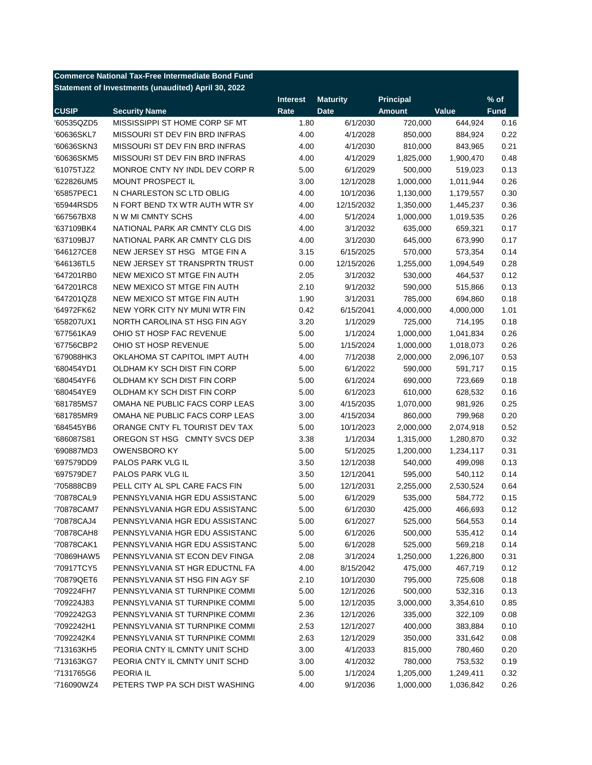**Commerce National Tax-Free Intermediate Bond Fund**
**Statement of Investments (unaudited) April 30, 2022**

| CUSIP | Security Name | Interest Rate | Maturity Date | Principal Amount | Value | % of Fund |
|---|---|---|---|---|---|---|
| '60535QZD5 | MISSISSIPPI ST HOME CORP SF MT | 1.80 | 6/1/2030 | 720,000 | 644,924 | 0.16 |
| '60636SKL7 | MISSOURI ST DEV FIN BRD INFRAS | 4.00 | 4/1/2028 | 850,000 | 884,924 | 0.22 |
| '60636SKN3 | MISSOURI ST DEV FIN BRD INFRAS | 4.00 | 4/1/2030 | 810,000 | 843,965 | 0.21 |
| '60636SKM5 | MISSOURI ST DEV FIN BRD INFRAS | 4.00 | 4/1/2029 | 1,825,000 | 1,900,470 | 0.48 |
| '61075TJZ2 | MONROE CNTY NY INDL DEV CORP R | 5.00 | 6/1/2029 | 500,000 | 519,023 | 0.13 |
| '622826UM5 | MOUNT PROSPECT IL | 3.00 | 12/1/2028 | 1,000,000 | 1,011,944 | 0.26 |
| '65857PEC1 | N CHARLESTON SC LTD OBLIG | 4.00 | 10/1/2036 | 1,130,000 | 1,179,557 | 0.30 |
| '65944RSD5 | N FORT BEND TX WTR AUTH WTR SY | 4.00 | 12/15/2032 | 1,350,000 | 1,445,237 | 0.36 |
| '667567BX8 | N W MI CMNTY SCHS | 4.00 | 5/1/2024 | 1,000,000 | 1,019,535 | 0.26 |
| '637109BK4 | NATIONAL PARK AR CMNTY CLG DIS | 4.00 | 3/1/2032 | 635,000 | 659,321 | 0.17 |
| '637109BJ7 | NATIONAL PARK AR CMNTY CLG DIS | 4.00 | 3/1/2030 | 645,000 | 673,990 | 0.17 |
| '646127CE8 | NEW JERSEY ST HSG MTGE FIN A | 3.15 | 6/15/2025 | 570,000 | 573,354 | 0.14 |
| '646136TL5 | NEW JERSEY ST TRANSPRTN TRUST | 0.00 | 12/15/2026 | 1,255,000 | 1,094,549 | 0.28 |
| '647201RB0 | NEW MEXICO ST MTGE FIN AUTH | 2.05 | 3/1/2032 | 530,000 | 464,537 | 0.12 |
| '647201RC8 | NEW MEXICO ST MTGE FIN AUTH | 2.10 | 9/1/2032 | 590,000 | 515,866 | 0.13 |
| '647201QZ8 | NEW MEXICO ST MTGE FIN AUTH | 1.90 | 3/1/2031 | 785,000 | 694,860 | 0.18 |
| '64972FK62 | NEW YORK CITY NY MUNI WTR FIN | 0.42 | 6/15/2041 | 4,000,000 | 4,000,000 | 1.01 |
| '658207UX1 | NORTH CAROLINA ST HSG FIN AGY | 3.20 | 1/1/2029 | 725,000 | 714,195 | 0.18 |
| '677561KA9 | OHIO ST HOSP FAC REVENUE | 5.00 | 1/1/2024 | 1,000,000 | 1,041,834 | 0.26 |
| '67756CBP2 | OHIO ST HOSP REVENUE | 5.00 | 1/15/2024 | 1,000,000 | 1,018,073 | 0.26 |
| '679088HK3 | OKLAHOMA ST CAPITOL IMPT AUTH | 4.00 | 7/1/2038 | 2,000,000 | 2,096,107 | 0.53 |
| '680454YD1 | OLDHAM KY SCH DIST FIN CORP | 5.00 | 6/1/2022 | 590,000 | 591,717 | 0.15 |
| '680454YF6 | OLDHAM KY SCH DIST FIN CORP | 5.00 | 6/1/2024 | 690,000 | 723,669 | 0.18 |
| '680454YE9 | OLDHAM KY SCH DIST FIN CORP | 5.00 | 6/1/2023 | 610,000 | 628,532 | 0.16 |
| '681785MS7 | OMAHA NE PUBLIC FACS CORP LEAS | 3.00 | 4/15/2035 | 1,070,000 | 981,926 | 0.25 |
| '681785MR9 | OMAHA NE PUBLIC FACS CORP LEAS | 3.00 | 4/15/2034 | 860,000 | 799,968 | 0.20 |
| '684545YB6 | ORANGE CNTY FL TOURIST DEV TAX | 5.00 | 10/1/2023 | 2,000,000 | 2,074,918 | 0.52 |
| '686087S81 | OREGON ST HSG CMNTY SVCS DEP | 3.38 | 1/1/2034 | 1,315,000 | 1,280,870 | 0.32 |
| '690887MD3 | OWENSBORO KY | 5.00 | 5/1/2025 | 1,200,000 | 1,234,117 | 0.31 |
| '697579DD9 | PALOS PARK VLG IL | 3.50 | 12/1/2038 | 540,000 | 499,098 | 0.13 |
| '697579DE7 | PALOS PARK VLG IL | 3.50 | 12/1/2041 | 595,000 | 540,112 | 0.14 |
| '705888CB9 | PELL CITY AL SPL CARE FACS FIN | 5.00 | 12/1/2031 | 2,255,000 | 2,530,524 | 0.64 |
| '70878CAL9 | PENNSYLVANIA HGR EDU ASSISTANC | 5.00 | 6/1/2029 | 535,000 | 584,772 | 0.15 |
| '70878CAM7 | PENNSYLVANIA HGR EDU ASSISTANC | 5.00 | 6/1/2030 | 425,000 | 466,693 | 0.12 |
| '70878CAJ4 | PENNSYLVANIA HGR EDU ASSISTANC | 5.00 | 6/1/2027 | 525,000 | 564,553 | 0.14 |
| '70878CAH8 | PENNSYLVANIA HGR EDU ASSISTANC | 5.00 | 6/1/2026 | 500,000 | 535,412 | 0.14 |
| '70878CAK1 | PENNSYLVANIA HGR EDU ASSISTANC | 5.00 | 6/1/2028 | 525,000 | 569,218 | 0.14 |
| '70869HAW5 | PENNSYLVANIA ST ECON DEV FINGA | 2.08 | 3/1/2024 | 1,250,000 | 1,226,800 | 0.31 |
| '70917TCY5 | PENNSYLVANIA ST HGR EDUCTNL FA | 4.00 | 8/15/2042 | 475,000 | 467,719 | 0.12 |
| '70879QET6 | PENNSYLVANIA ST HSG FIN AGY SF | 2.10 | 10/1/2030 | 795,000 | 725,608 | 0.18 |
| '709224FH7 | PENNSYLVANIA ST TURNPIKE COMMI | 5.00 | 12/1/2026 | 500,000 | 532,316 | 0.13 |
| '709224J83 | PENNSYLVANIA ST TURNPIKE COMMI | 5.00 | 12/1/2035 | 3,000,000 | 3,354,610 | 0.85 |
| '7092242G3 | PENNSYLVANIA ST TURNPIKE COMMI | 2.36 | 12/1/2026 | 335,000 | 322,109 | 0.08 |
| '7092242H1 | PENNSYLVANIA ST TURNPIKE COMMI | 2.53 | 12/1/2027 | 400,000 | 383,884 | 0.10 |
| '7092242K4 | PENNSYLVANIA ST TURNPIKE COMMI | 2.63 | 12/1/2029 | 350,000 | 331,642 | 0.08 |
| '713163KH5 | PEORIA CNTY IL CMNTY UNIT SCHD | 3.00 | 4/1/2033 | 815,000 | 780,460 | 0.20 |
| '713163KG7 | PEORIA CNTY IL CMNTY UNIT SCHD | 3.00 | 4/1/2032 | 780,000 | 753,532 | 0.19 |
| '7131765G6 | PEORIA IL | 5.00 | 1/1/2024 | 1,205,000 | 1,249,411 | 0.32 |
| '716090WZ4 | PETERS TWP PA SCH DIST WASHING | 4.00 | 9/1/2036 | 1,000,000 | 1,036,842 | 0.26 |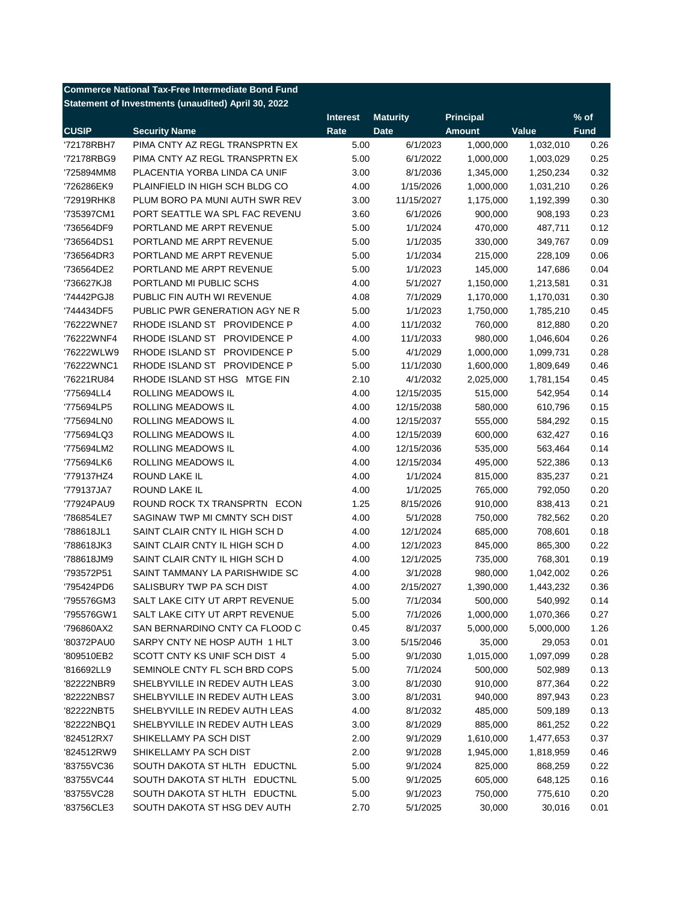**Commerce National Tax-Free Intermediate Bond Fund**
**Statement of Investments (unaudited) April 30, 2022**

| CUSIP | Security Name | Interest Rate | Maturity Date | Principal Amount | Value | % of Fund |
|---|---|---|---|---|---|---|
| '72178RBH7 | PIMA CNTY AZ REGL TRANSPRTN EX | 5.00 | 6/1/2023 | 1,000,000 | 1,032,010 | 0.26 |
| '72178RBG9 | PIMA CNTY AZ REGL TRANSPRTN EX | 5.00 | 6/1/2022 | 1,000,000 | 1,003,029 | 0.25 |
| '725894MM8 | PLACENTIA YORBA LINDA CA UNIF | 3.00 | 8/1/2036 | 1,345,000 | 1,250,234 | 0.32 |
| '726286EK9 | PLAINFIELD IN HIGH SCH BLDG CO | 4.00 | 1/15/2026 | 1,000,000 | 1,031,210 | 0.26 |
| '72919RHK8 | PLUM BORO PA MUNI AUTH SWR REV | 3.00 | 11/15/2027 | 1,175,000 | 1,192,399 | 0.30 |
| '735397CM1 | PORT SEATTLE WA SPL FAC REVENU | 3.60 | 6/1/2026 | 900,000 | 908,193 | 0.23 |
| '736564DF9 | PORTLAND ME ARPT REVENUE | 5.00 | 1/1/2024 | 470,000 | 487,711 | 0.12 |
| '736564DS1 | PORTLAND ME ARPT REVENUE | 5.00 | 1/1/2035 | 330,000 | 349,767 | 0.09 |
| '736564DR3 | PORTLAND ME ARPT REVENUE | 5.00 | 1/1/2034 | 215,000 | 228,109 | 0.06 |
| '736564DE2 | PORTLAND ME ARPT REVENUE | 5.00 | 1/1/2023 | 145,000 | 147,686 | 0.04 |
| '736627KJ8 | PORTLAND MI PUBLIC SCHS | 4.00 | 5/1/2027 | 1,150,000 | 1,213,581 | 0.31 |
| '74442PGJ8 | PUBLIC FIN AUTH WI REVENUE | 4.08 | 7/1/2029 | 1,170,000 | 1,170,031 | 0.30 |
| '744434DF5 | PUBLIC PWR GENERATION AGY NE R | 5.00 | 1/1/2023 | 1,750,000 | 1,785,210 | 0.45 |
| '76222WNE7 | RHODE ISLAND ST PROVIDENCE P | 4.00 | 11/1/2032 | 760,000 | 812,880 | 0.20 |
| '76222WNF4 | RHODE ISLAND ST PROVIDENCE P | 4.00 | 11/1/2033 | 980,000 | 1,046,604 | 0.26 |
| '76222WLW9 | RHODE ISLAND ST PROVIDENCE P | 5.00 | 4/1/2029 | 1,000,000 | 1,099,731 | 0.28 |
| '76222WNC1 | RHODE ISLAND ST PROVIDENCE P | 5.00 | 11/1/2030 | 1,600,000 | 1,809,649 | 0.46 |
| '76221RU84 | RHODE ISLAND ST HSG MTGE FIN | 2.10 | 4/1/2032 | 2,025,000 | 1,781,154 | 0.45 |
| '775694LL4 | ROLLING MEADOWS IL | 4.00 | 12/15/2035 | 515,000 | 542,954 | 0.14 |
| '775694LP5 | ROLLING MEADOWS IL | 4.00 | 12/15/2038 | 580,000 | 610,796 | 0.15 |
| '775694LN0 | ROLLING MEADOWS IL | 4.00 | 12/15/2037 | 555,000 | 584,292 | 0.15 |
| '775694LQ3 | ROLLING MEADOWS IL | 4.00 | 12/15/2039 | 600,000 | 632,427 | 0.16 |
| '775694LM2 | ROLLING MEADOWS IL | 4.00 | 12/15/2036 | 535,000 | 563,464 | 0.14 |
| '775694LK6 | ROLLING MEADOWS IL | 4.00 | 12/15/2034 | 495,000 | 522,386 | 0.13 |
| '779137HZ4 | ROUND LAKE IL | 4.00 | 1/1/2024 | 815,000 | 835,237 | 0.21 |
| '779137JA7 | ROUND LAKE IL | 4.00 | 1/1/2025 | 765,000 | 792,050 | 0.20 |
| '77924PAU9 | ROUND ROCK TX TRANSPRTN ECON | 1.25 | 8/15/2026 | 910,000 | 838,413 | 0.21 |
| '786854LE7 | SAGINAW TWP MI CMNTY SCH DIST | 4.00 | 5/1/2028 | 750,000 | 782,562 | 0.20 |
| '788618JL1 | SAINT CLAIR CNTY IL HIGH SCH D | 4.00 | 12/1/2024 | 685,000 | 708,601 | 0.18 |
| '788618JK3 | SAINT CLAIR CNTY IL HIGH SCH D | 4.00 | 12/1/2023 | 845,000 | 865,300 | 0.22 |
| '788618JM9 | SAINT CLAIR CNTY IL HIGH SCH D | 4.00 | 12/1/2025 | 735,000 | 768,301 | 0.19 |
| '793572P51 | SAINT TAMMANY LA PARISHWIDE SC | 4.00 | 3/1/2028 | 980,000 | 1,042,002 | 0.26 |
| '795424PD6 | SALISBURY TWP PA SCH DIST | 4.00 | 2/15/2027 | 1,390,000 | 1,443,232 | 0.36 |
| '795576GM3 | SALT LAKE CITY UT ARPT REVENUE | 5.00 | 7/1/2034 | 500,000 | 540,992 | 0.14 |
| '795576GW1 | SALT LAKE CITY UT ARPT REVENUE | 5.00 | 7/1/2026 | 1,000,000 | 1,070,366 | 0.27 |
| '796860AX2 | SAN BERNARDINO CNTY CA FLOOD C | 0.45 | 8/1/2037 | 5,000,000 | 5,000,000 | 1.26 |
| '80372PAU0 | SARPY CNTY NE HOSP AUTH 1 HLT | 3.00 | 5/15/2046 | 35,000 | 29,053 | 0.01 |
| '809510EB2 | SCOTT CNTY KS UNIF SCH DIST 4 | 5.00 | 9/1/2030 | 1,015,000 | 1,097,099 | 0.28 |
| '816692LL9 | SEMINOLE CNTY FL SCH BRD COPS | 5.00 | 7/1/2024 | 500,000 | 502,989 | 0.13 |
| '82222NBR9 | SHELBYVILLE IN REDEV AUTH LEAS | 3.00 | 8/1/2030 | 910,000 | 877,364 | 0.22 |
| '82222NBS7 | SHELBYVILLE IN REDEV AUTH LEAS | 3.00 | 8/1/2031 | 940,000 | 897,943 | 0.23 |
| '82222NBT5 | SHELBYVILLE IN REDEV AUTH LEAS | 4.00 | 8/1/2032 | 485,000 | 509,189 | 0.13 |
| '82222NBQ1 | SHELBYVILLE IN REDEV AUTH LEAS | 3.00 | 8/1/2029 | 885,000 | 861,252 | 0.22 |
| '824512RX7 | SHIKELLAMY PA SCH DIST | 2.00 | 9/1/2029 | 1,610,000 | 1,477,653 | 0.37 |
| '824512RW9 | SHIKELLAMY PA SCH DIST | 2.00 | 9/1/2028 | 1,945,000 | 1,818,959 | 0.46 |
| '83755VC36 | SOUTH DAKOTA ST HLTH EDUCTNL | 5.00 | 9/1/2024 | 825,000 | 868,259 | 0.22 |
| '83755VC44 | SOUTH DAKOTA ST HLTH EDUCTNL | 5.00 | 9/1/2025 | 605,000 | 648,125 | 0.16 |
| '83755VC28 | SOUTH DAKOTA ST HLTH EDUCTNL | 5.00 | 9/1/2023 | 750,000 | 775,610 | 0.20 |
| '83756CLE3 | SOUTH DAKOTA ST HSG DEV AUTH | 2.70 | 5/1/2025 | 30,000 | 30,016 | 0.01 |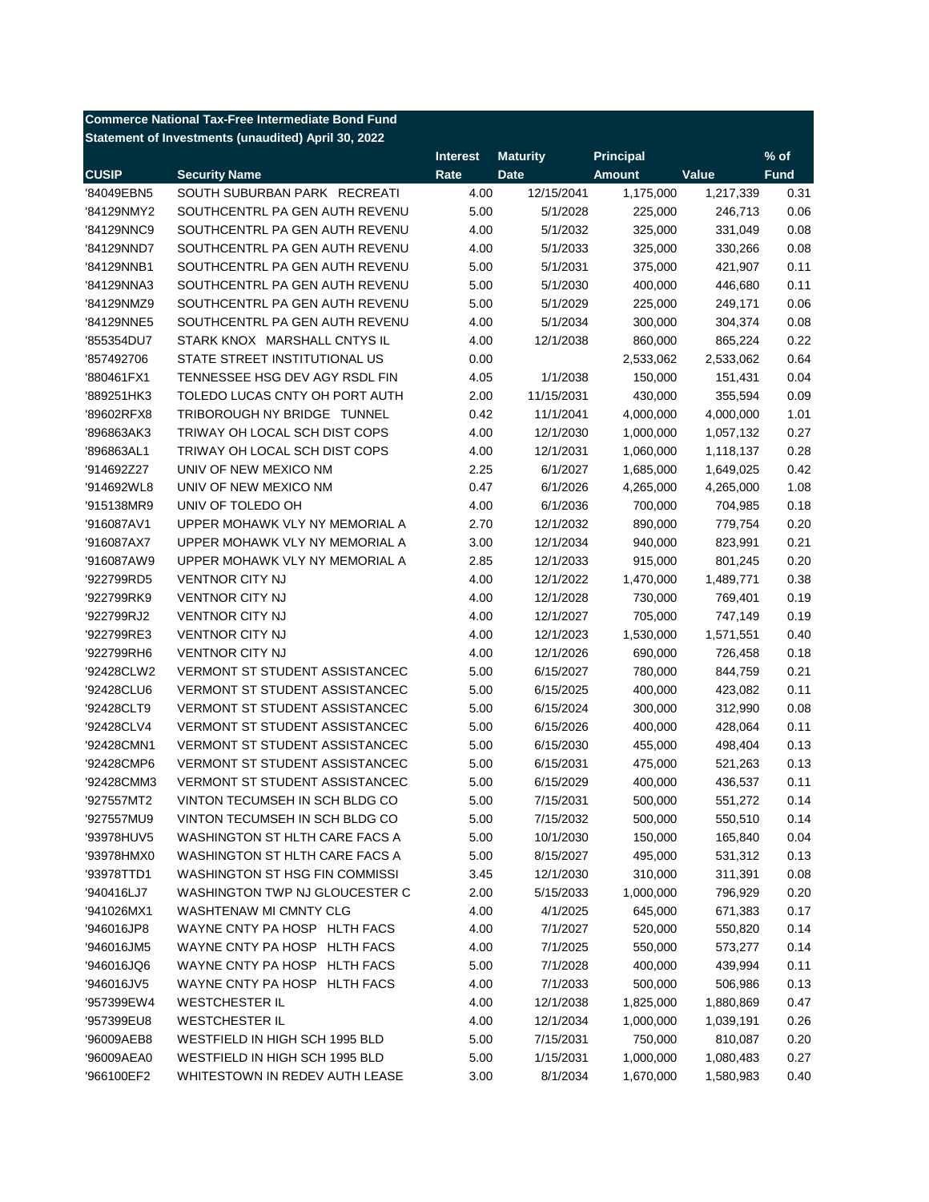**Commerce National Tax-Free Intermediate Bond Fund**
**Statement of Investments (unaudited) April 30, 2022**

| CUSIP | Security Name | Interest Rate | Maturity Date | Principal Amount | Value | % of Fund |
|---|---|---|---|---|---|---|
| '84049EBN5 | SOUTH SUBURBAN PARK RECREATI | 4.00 | 12/15/2041 | 1,175,000 | 1,217,339 | 0.31 |
| '84129NMY2 | SOUTHCENTRL PA GEN AUTH REVENU | 5.00 | 5/1/2028 | 225,000 | 246,713 | 0.06 |
| '84129NNC9 | SOUTHCENTRL PA GEN AUTH REVENU | 4.00 | 5/1/2032 | 325,000 | 331,049 | 0.08 |
| '84129NND7 | SOUTHCENTRL PA GEN AUTH REVENU | 4.00 | 5/1/2033 | 325,000 | 330,266 | 0.08 |
| '84129NNB1 | SOUTHCENTRL PA GEN AUTH REVENU | 5.00 | 5/1/2031 | 375,000 | 421,907 | 0.11 |
| '84129NNA3 | SOUTHCENTRL PA GEN AUTH REVENU | 5.00 | 5/1/2030 | 400,000 | 446,680 | 0.11 |
| '84129NMZ9 | SOUTHCENTRL PA GEN AUTH REVENU | 5.00 | 5/1/2029 | 225,000 | 249,171 | 0.06 |
| '84129NNE5 | SOUTHCENTRL PA GEN AUTH REVENU | 4.00 | 5/1/2034 | 300,000 | 304,374 | 0.08 |
| '855354DU7 | STARK KNOX MARSHALL CNTYS IL | 4.00 | 12/1/2038 | 860,000 | 865,224 | 0.22 |
| '857492706 | STATE STREET INSTITUTIONAL US | 0.00 | | 2,533,062 | 2,533,062 | 0.64 |
| '880461FX1 | TENNESSEE HSG DEV AGY RSDL FIN | 4.05 | 1/1/2038 | 150,000 | 151,431 | 0.04 |
| '889251HK3 | TOLEDO LUCAS CNTY OH PORT AUTH | 2.00 | 11/15/2031 | 430,000 | 355,594 | 0.09 |
| '89602RFX8 | TRIBOROUGH NY BRIDGE TUNNEL | 0.42 | 11/1/2041 | 4,000,000 | 4,000,000 | 1.01 |
| '896863AK3 | TRIWAY OH LOCAL SCH DIST COPS | 4.00 | 12/1/2030 | 1,000,000 | 1,057,132 | 0.27 |
| '896863AL1 | TRIWAY OH LOCAL SCH DIST COPS | 4.00 | 12/1/2031 | 1,060,000 | 1,118,137 | 0.28 |
| '914692Z27 | UNIV OF NEW MEXICO NM | 2.25 | 6/1/2027 | 1,685,000 | 1,649,025 | 0.42 |
| '914692WL8 | UNIV OF NEW MEXICO NM | 0.47 | 6/1/2026 | 4,265,000 | 4,265,000 | 1.08 |
| '915138MR9 | UNIV OF TOLEDO OH | 4.00 | 6/1/2036 | 700,000 | 704,985 | 0.18 |
| '916087AV1 | UPPER MOHAWK VLY NY MEMORIAL A | 2.70 | 12/1/2032 | 890,000 | 779,754 | 0.20 |
| '916087AX7 | UPPER MOHAWK VLY NY MEMORIAL A | 3.00 | 12/1/2034 | 940,000 | 823,991 | 0.21 |
| '916087AW9 | UPPER MOHAWK VLY NY MEMORIAL A | 2.85 | 12/1/2033 | 915,000 | 801,245 | 0.20 |
| '922799RD5 | VENTNOR CITY NJ | 4.00 | 12/1/2022 | 1,470,000 | 1,489,771 | 0.38 |
| '922799RK9 | VENTNOR CITY NJ | 4.00 | 12/1/2028 | 730,000 | 769,401 | 0.19 |
| '922799RJ2 | VENTNOR CITY NJ | 4.00 | 12/1/2027 | 705,000 | 747,149 | 0.19 |
| '922799RE3 | VENTNOR CITY NJ | 4.00 | 12/1/2023 | 1,530,000 | 1,571,551 | 0.40 |
| '922799RH6 | VENTNOR CITY NJ | 4.00 | 12/1/2026 | 690,000 | 726,458 | 0.18 |
| '92428CLW2 | VERMONT ST STUDENT ASSISTANCEC | 5.00 | 6/15/2027 | 780,000 | 844,759 | 0.21 |
| '92428CLU6 | VERMONT ST STUDENT ASSISTANCEC | 5.00 | 6/15/2025 | 400,000 | 423,082 | 0.11 |
| '92428CLT9 | VERMONT ST STUDENT ASSISTANCEC | 5.00 | 6/15/2024 | 300,000 | 312,990 | 0.08 |
| '92428CLV4 | VERMONT ST STUDENT ASSISTANCEC | 5.00 | 6/15/2026 | 400,000 | 428,064 | 0.11 |
| '92428CMN1 | VERMONT ST STUDENT ASSISTANCEC | 5.00 | 6/15/2030 | 455,000 | 498,404 | 0.13 |
| '92428CMP6 | VERMONT ST STUDENT ASSISTANCEC | 5.00 | 6/15/2031 | 475,000 | 521,263 | 0.13 |
| '92428CMM3 | VERMONT ST STUDENT ASSISTANCEC | 5.00 | 6/15/2029 | 400,000 | 436,537 | 0.11 |
| '927557MT2 | VINTON TECUMSEH IN SCH BLDG CO | 5.00 | 7/15/2031 | 500,000 | 551,272 | 0.14 |
| '927557MU9 | VINTON TECUMSEH IN SCH BLDG CO | 5.00 | 7/15/2032 | 500,000 | 550,510 | 0.14 |
| '93978HUV5 | WASHINGTON ST HLTH CARE FACS A | 5.00 | 10/1/2030 | 150,000 | 165,840 | 0.04 |
| '93978HMX0 | WASHINGTON ST HLTH CARE FACS A | 5.00 | 8/15/2027 | 495,000 | 531,312 | 0.13 |
| '93978TTD1 | WASHINGTON ST HSG FIN COMMISSI | 3.45 | 12/1/2030 | 310,000 | 311,391 | 0.08 |
| '940416LJ7 | WASHINGTON TWP NJ GLOUCESTER C | 2.00 | 5/15/2033 | 1,000,000 | 796,929 | 0.20 |
| '941026MX1 | WASHTENAW MI CMNTY CLG | 4.00 | 4/1/2025 | 645,000 | 671,383 | 0.17 |
| '946016JP8 | WAYNE CNTY PA HOSP HLTH FACS | 4.00 | 7/1/2027 | 520,000 | 550,820 | 0.14 |
| '946016JM5 | WAYNE CNTY PA HOSP HLTH FACS | 4.00 | 7/1/2025 | 550,000 | 573,277 | 0.14 |
| '946016JQ6 | WAYNE CNTY PA HOSP HLTH FACS | 5.00 | 7/1/2028 | 400,000 | 439,994 | 0.11 |
| '946016JV5 | WAYNE CNTY PA HOSP HLTH FACS | 4.00 | 7/1/2033 | 500,000 | 506,986 | 0.13 |
| '957399EW4 | WESTCHESTER IL | 4.00 | 12/1/2038 | 1,825,000 | 1,880,869 | 0.47 |
| '957399EU8 | WESTCHESTER IL | 4.00 | 12/1/2034 | 1,000,000 | 1,039,191 | 0.26 |
| '96009AEB8 | WESTFIELD IN HIGH SCH 1995 BLD | 5.00 | 7/15/2031 | 750,000 | 810,087 | 0.20 |
| '96009AEA0 | WESTFIELD IN HIGH SCH 1995 BLD | 5.00 | 1/15/2031 | 1,000,000 | 1,080,483 | 0.27 |
| '966100EF2 | WHITESTOWN IN REDEV AUTH LEASE | 3.00 | 8/1/2034 | 1,670,000 | 1,580,983 | 0.40 |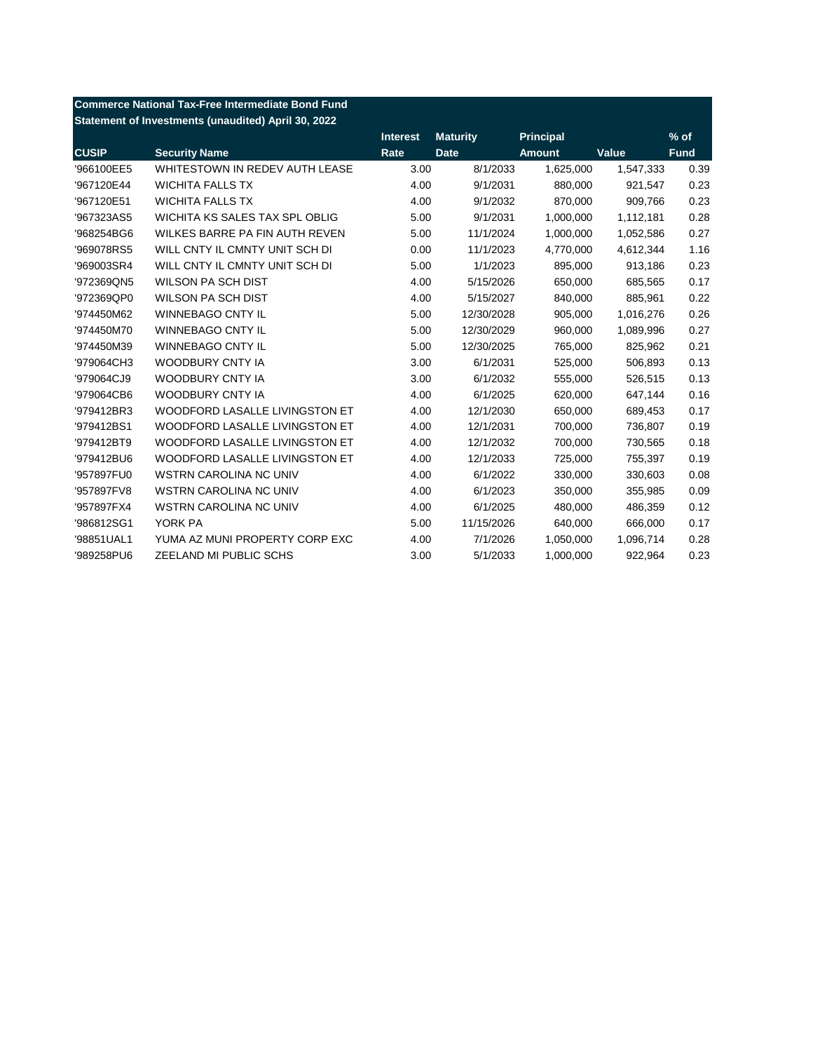**Commerce National Tax-Free Intermediate Bond Fund**
**Statement of Investments (unaudited) April 30, 2022**

| CUSIP | Security Name | Interest Rate | Maturity Date | Principal Amount | Value | % of Fund |
|---|---|---|---|---|---|---|
| '966100EE5 | WHITESTOWN IN REDEV AUTH LEASE | 3.00 | 8/1/2033 | 1,625,000 | 1,547,333 | 0.39 |
| '967120E44 | WICHITA FALLS TX | 4.00 | 9/1/2031 | 880,000 | 921,547 | 0.23 |
| '967120E51 | WICHITA FALLS TX | 4.00 | 9/1/2032 | 870,000 | 909,766 | 0.23 |
| '967323AS5 | WICHITA KS SALES TAX SPL OBLIG | 5.00 | 9/1/2031 | 1,000,000 | 1,112,181 | 0.28 |
| '968254BG6 | WILKES BARRE PA FIN AUTH REVEN | 5.00 | 11/1/2024 | 1,000,000 | 1,052,586 | 0.27 |
| '969078RS5 | WILL CNTY IL CMNTY UNIT SCH DI | 0.00 | 11/1/2023 | 4,770,000 | 4,612,344 | 1.16 |
| '969003SR4 | WILL CNTY IL CMNTY UNIT SCH DI | 5.00 | 1/1/2023 | 895,000 | 913,186 | 0.23 |
| '972369QN5 | WILSON PA SCH DIST | 4.00 | 5/15/2026 | 650,000 | 685,565 | 0.17 |
| '972369QP0 | WILSON PA SCH DIST | 4.00 | 5/15/2027 | 840,000 | 885,961 | 0.22 |
| '974450M62 | WINNEBAGO CNTY IL | 5.00 | 12/30/2028 | 905,000 | 1,016,276 | 0.26 |
| '974450M70 | WINNEBAGO CNTY IL | 5.00 | 12/30/2029 | 960,000 | 1,089,996 | 0.27 |
| '974450M39 | WINNEBAGO CNTY IL | 5.00 | 12/30/2025 | 765,000 | 825,962 | 0.21 |
| '979064CH3 | WOODBURY CNTY IA | 3.00 | 6/1/2031 | 525,000 | 506,893 | 0.13 |
| '979064CJ9 | WOODBURY CNTY IA | 3.00 | 6/1/2032 | 555,000 | 526,515 | 0.13 |
| '979064CB6 | WOODBURY CNTY IA | 4.00 | 6/1/2025 | 620,000 | 647,144 | 0.16 |
| '979412BR3 | WOODFORD LASALLE LIVINGSTON ET | 4.00 | 12/1/2030 | 650,000 | 689,453 | 0.17 |
| '979412BS1 | WOODFORD LASALLE LIVINGSTON ET | 4.00 | 12/1/2031 | 700,000 | 736,807 | 0.19 |
| '979412BT9 | WOODFORD LASALLE LIVINGSTON ET | 4.00 | 12/1/2032 | 700,000 | 730,565 | 0.18 |
| '979412BU6 | WOODFORD LASALLE LIVINGSTON ET | 4.00 | 12/1/2033 | 725,000 | 755,397 | 0.19 |
| '957897FU0 | WSTRN CAROLINA NC UNIV | 4.00 | 6/1/2022 | 330,000 | 330,603 | 0.08 |
| '957897FV8 | WSTRN CAROLINA NC UNIV | 4.00 | 6/1/2023 | 350,000 | 355,985 | 0.09 |
| '957897FX4 | WSTRN CAROLINA NC UNIV | 4.00 | 6/1/2025 | 480,000 | 486,359 | 0.12 |
| '986812SG1 | YORK PA | 5.00 | 11/15/2026 | 640,000 | 666,000 | 0.17 |
| '98851UAL1 | YUMA AZ MUNI PROPERTY CORP EXC | 4.00 | 7/1/2026 | 1,050,000 | 1,096,714 | 0.28 |
| '989258PU6 | ZEELAND MI PUBLIC SCHS | 3.00 | 5/1/2033 | 1,000,000 | 922,964 | 0.23 |